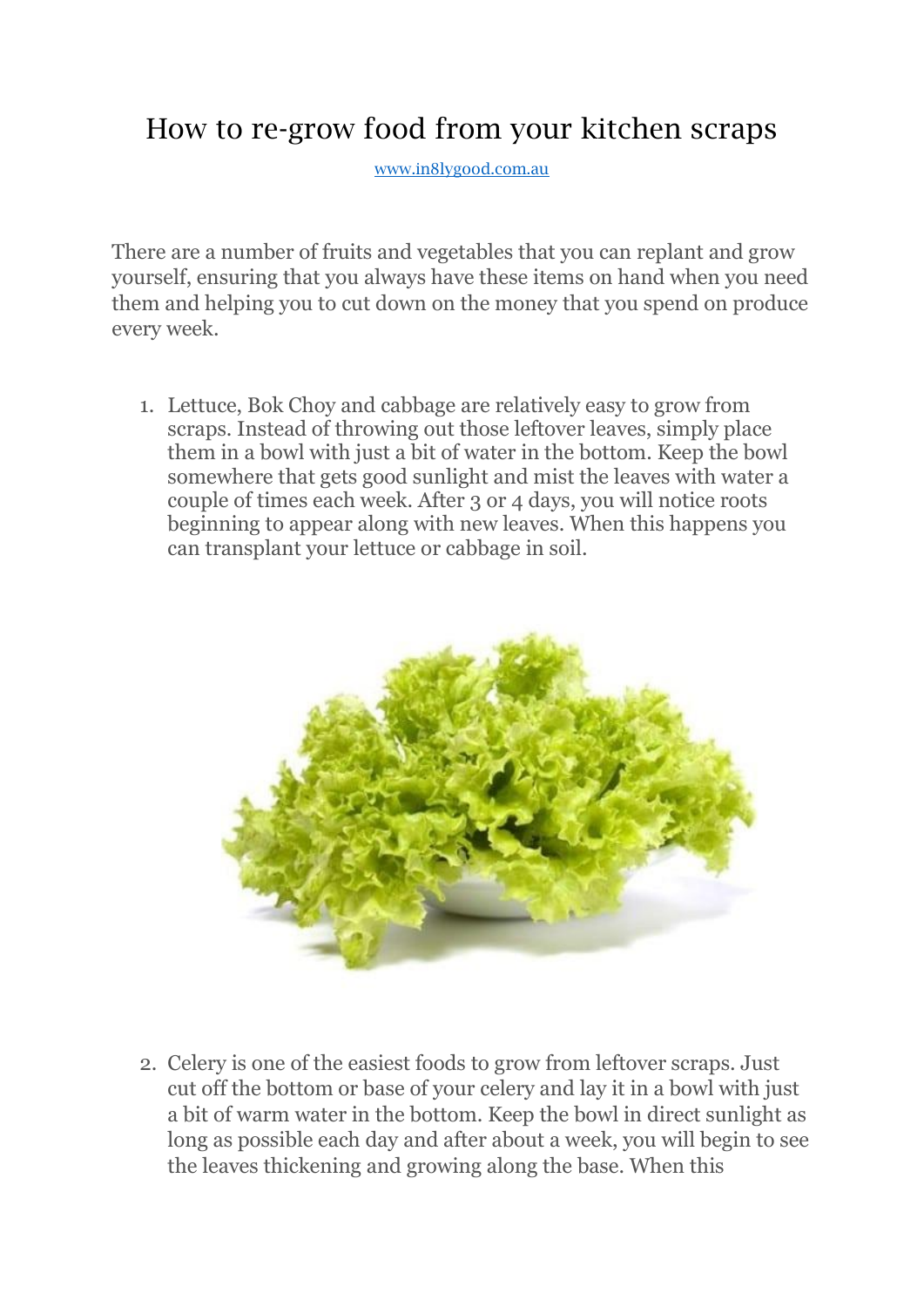# How to re-grow food from your kitchen scraps

www.in8lygood.com.au

There are a number of fruits and vegetables that you can replant and grow yourself, ensuring that you always have these items on hand when you need them and helping you to cut down on the money that you spend on produce every week.

1. Lettuce, Bok Choy and cabbage are relatively easy to grow from scraps. Instead of throwing out those leftover leaves, simply place them in a bowl with just a bit of water in the bottom. Keep the bowl somewhere that gets good sunlight and mist the leaves with water a couple of times each week. After 3 or 4 days, you will notice roots beginning to appear along with new leaves. When this happens you can transplant your lettuce or cabbage in soil.

2. Celery is one of the easiest foods to grow from leftover scraps. Just cut off the bottom or base of your celery and lay it in a bowl with just a bit of warm water in the bottom. Keep the bowl in direct sunlight as long as possible each day and after about a week, you will begin to see the leaves thickening and growing along the base. When this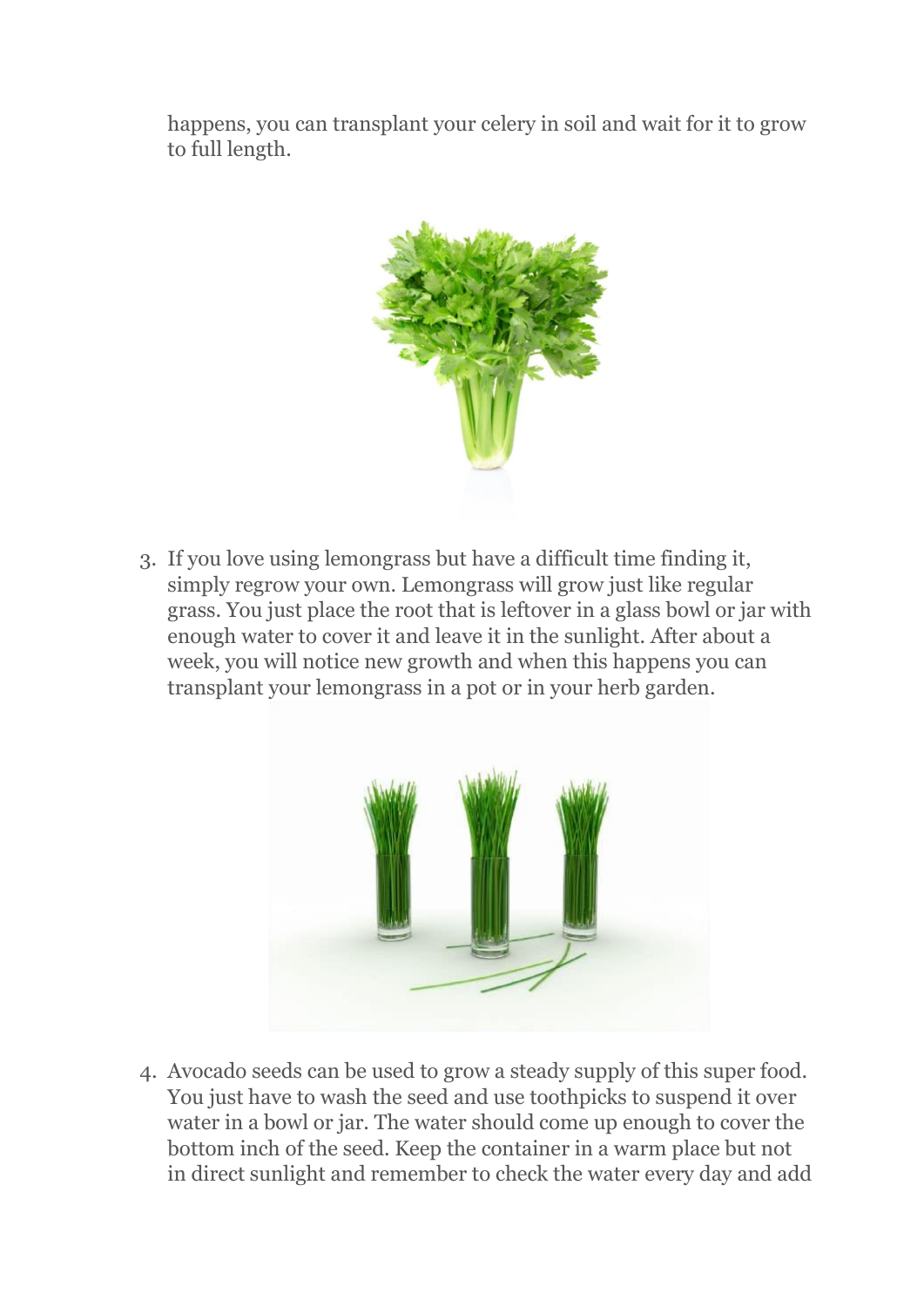happens, you can transplant your celery in soil and wait for it to grow to full length.

3. If you love using lemongrass but have a difficult time finding it, simply regrow your own. Lemongrass will grow just like regular grass. You just place the root that is leftover in a glass bowl or jar with enough water to cover it and leave it in the sunlight. After about a week, you will notice new growth and when this happens you can transplant your lemongrass in a pot or in your herb garden.

4. Avocado seeds can be used to grow a steady supply of this super food. You just have to wash the seed and use toothpicks to suspend it over water in a bowl or jar. The water should come up enough to cover the bottom inch of the seed. Keep the container in a warm place but not in direct sunlight and remember to check the water every day and add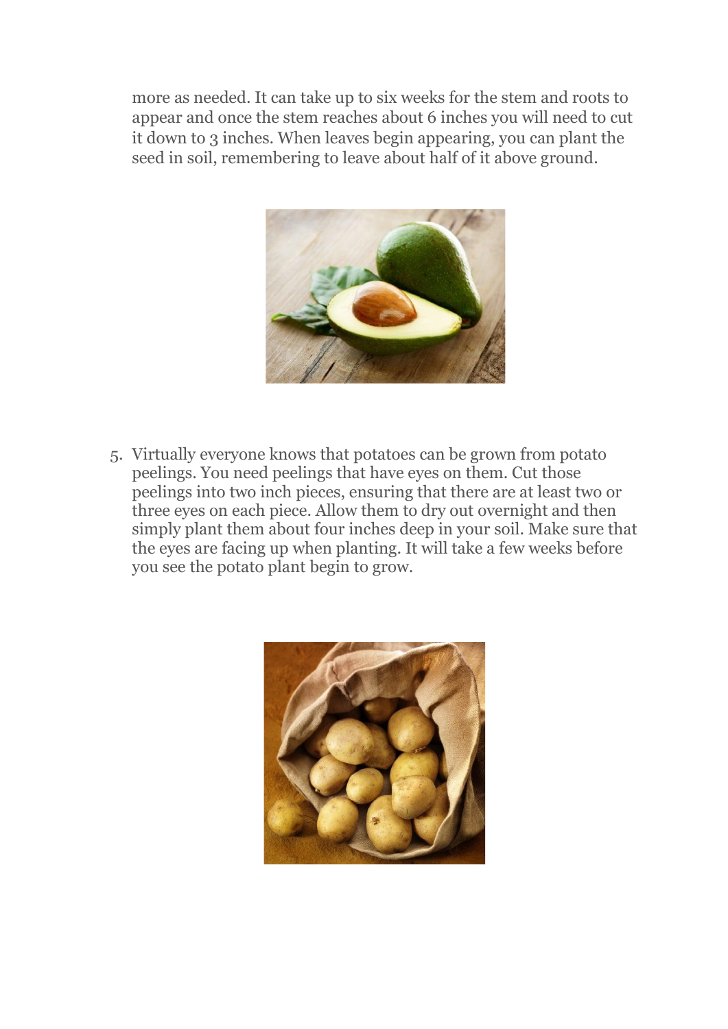more as needed. It can take up to six weeks for the stem and roots to appear and once the stem reaches about 6 inches you will need to cut it down to 3 inches. When leaves begin appearing, you can plant the seed in soil, remembering to leave about half of it above ground.

5. Virtually everyone knows that potatoes can be grown from potato peelings. You need peelings that have eyes on them. Cut those peelings into two inch pieces, ensuring that there are at least two or three eyes on each piece. Allow them to dry out overnight and then simply plant them about four inches deep in your soil. Make sure that the eyes are facing up when planting. It will take a few weeks before you see the potato plant begin to grow.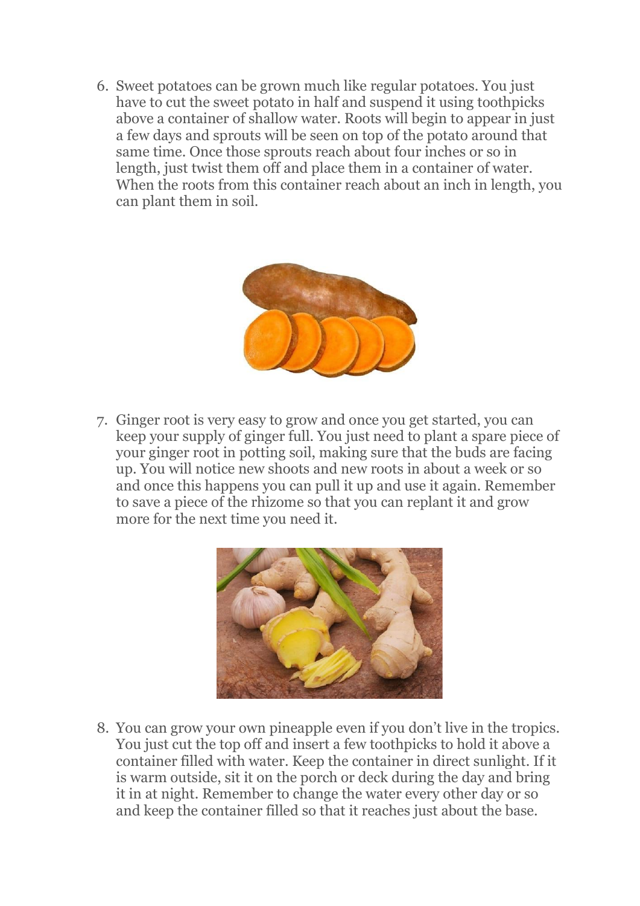6. Sweet potatoes can be grown much like regular potatoes. You just have to cut the sweet potato in half and suspend it using toothpicks above a container of shallow water. Roots will begin to appear in just a few days and sprouts will be seen on top of the potato around that same time. Once those sprouts reach about four inches or so in length, just twist them off and place them in a container of water. When the roots from this container reach about an inch in length, you can plant them in soil.

7. Ginger root is very easy to grow and once you get started, you can keep your supply of ginger full. You just need to plant a spare piece of your ginger root in potting soil, making sure that the buds are facing up. You will notice new shoots and new roots in about a week or so and once this happens you can pull it up and use it again. Remember to save a piece of the rhizome so that you can replant it and grow more for the next time you need it.

8. You can grow your own pineapple even if you don't live in the tropics. You just cut the top off and insert a few toothpicks to hold it above a container filled with water. Keep the container in direct sunlight. If it is warm outside, sit it on the porch or deck during the day and bring it in at night. Remember to change the water every other day or so and keep the container filled so that it reaches just about the base.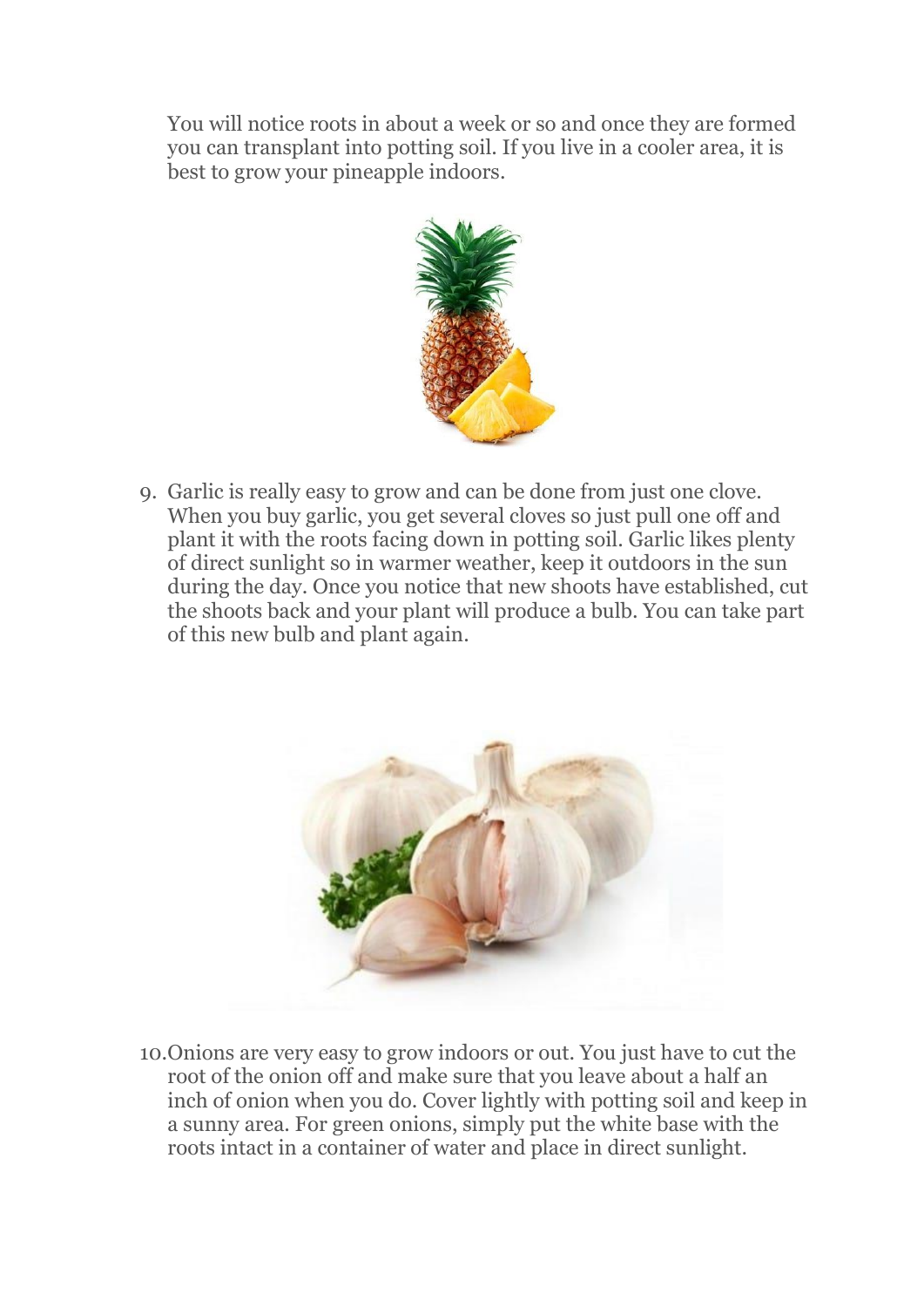You will notice roots in about a week or so and once they are formed you can transplant into potting soil. If you live in a cooler area, it is best to grow your pineapple indoors.

9. Garlic is really easy to grow and can be done from just one clove. When you buy garlic, you get several cloves so just pull one off and plant it with the roots facing down in potting soil. Garlic likes plenty of direct sunlight so in warmer weather, keep it outdoors in the sun during the day. Once you notice that new shoots have established, cut the shoots back and your plant will produce a bulb. You can take part of this new bulb and plant again.

10. Onions are very easy to grow indoors or out. You just have to cut the root of the onion off and make sure that you leave about a half an inch of onion when you do. Cover lightly with potting soil and keep in a sunny area. For green onions, simply put the white base with the roots intact in a container of water and place in direct sunlight.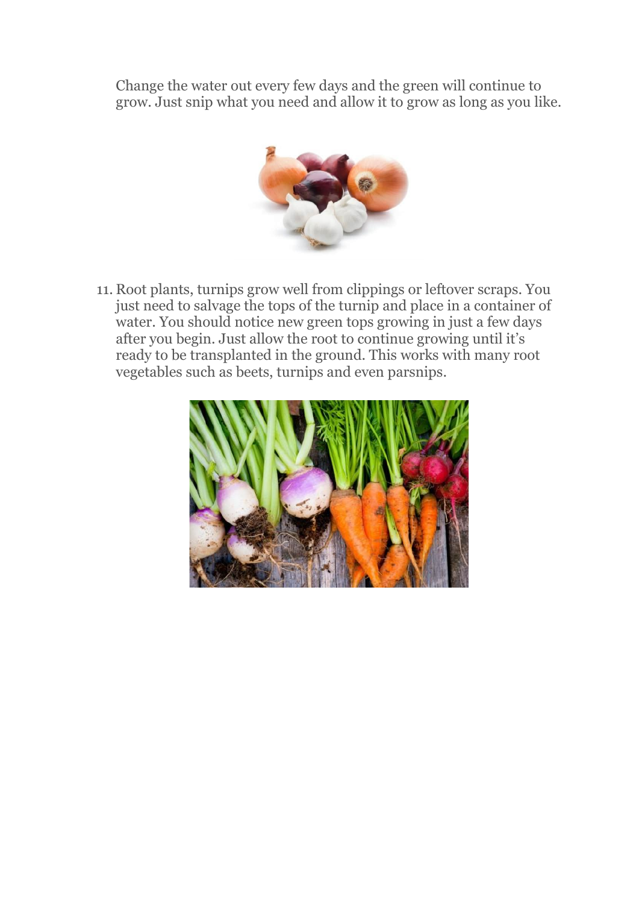Change the water out every few days and the green will continue to grow. Just snip what you need and allow it to grow as long as you like.

11. Root plants, turnips grow well from clippings or leftover scraps. You just need to salvage the tops of the turnip and place in a container of water. You should notice new green tops growing in just a few days after you begin. Just allow the root to continue growing until it's ready to be transplanted in the ground. This works with many root vegetables such as beets, turnips and even parsnips.